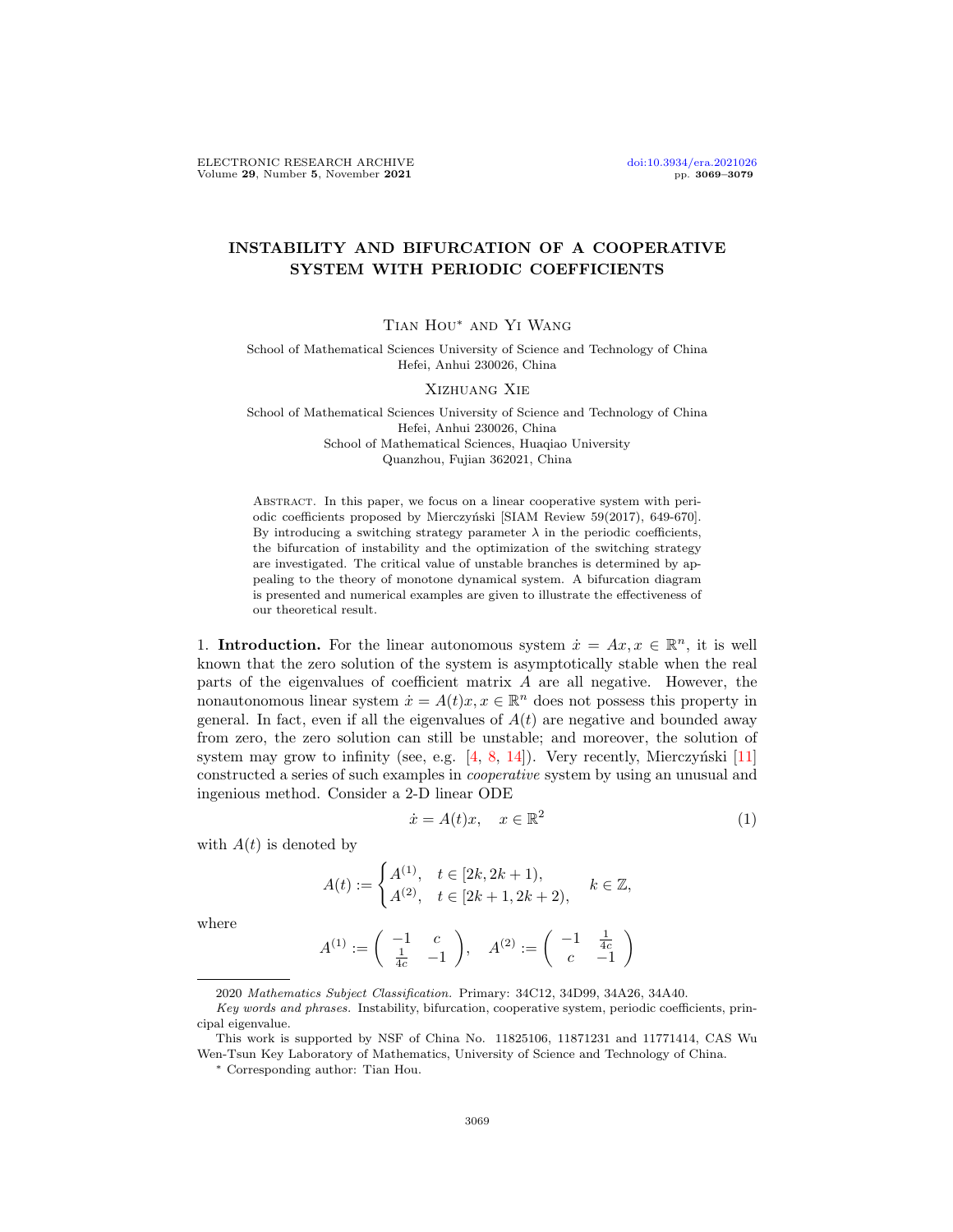# INSTABILITY AND BIFURCATION OF A COOPERATIVE SYSTEM WITH PERIODIC COEFFICIENTS

Tian Hou* and Yi Wang

School of Mathematical Sciences University of Science and Technology of China
Hefei, Anhui 230026, China

Xizhuang Xie

School of Mathematical Sciences University of Science and Technology of China
Hefei, Anhui 230026, China
School of Mathematical Sciences, Huaqiao University
Quanzhou, Fujian 362021, China

Abstract. In this paper, we focus on a linear cooperative system with periodic coefficients proposed by Mierczyński [SIAM Review 59(2017), 649-670]. By introducing a switching strategy parameter $\lambda$ in the periodic coefficients, the bifurcation of instability and the optimization of the switching strategy are investigated. The critical value of unstable branches is determined by appealing to the theory of monotone dynamical system. A bifurcation diagram is presented and numerical examples are given to illustrate the effectiveness of our theoretical result.

1. **Introduction.** For the linear autonomous system $\dot{x} = Ax, x \in \mathbb{R}^n$, it is well known that the zero solution of the system is asymptotically stable when the real parts of the eigenvalues of coefficient matrix $A$ are all negative. However, the nonautonomous linear system $\dot{x} = A(t)x, x \in \mathbb{R}^n$ does not possess this property in general. In fact, even if all the eigenvalues of $A(t)$ are negative and bounded away from zero, the zero solution can still be unstable; and moreover, the solution of system may grow to infinity (see, e.g. [4, 8, 14]). Very recently, Mierczyński [11] constructed a series of such examples in *cooperative* system by using an unusual and ingenious method. Consider a 2-D linear ODE

$$\dot{x} = A(t)x, \quad x \in \mathbb{R}^2 \tag{1}$$

with $A(t)$ is denoted by

$$A(t) := \begin{cases} A^{(1)}, & t \in [2k, 2k+1), \\ A^{(2)}, & t \in [2k+1, 2k+2), \end{cases} \quad k \in \mathbb{Z},$$

where

$$A^{(1)} := \begin{pmatrix} -1 & c \\ \frac{1}{4c} & -1 \end{pmatrix}, \quad A^{(2)} := \begin{pmatrix} -1 & \frac{1}{4c} \\ c & -1 \end{pmatrix}$$

2020 *Mathematics Subject Classification.* Primary: 34C12, 34D99, 34A26, 34A40.

*Key words and phrases.* Instability, bifurcation, cooperative system, periodic coefficients, principal eigenvalue.

This work is supported by NSF of China No. 11825106, 11871231 and 11771414, CAS Wu Wen-Tsun Key Laboratory of Mathematics, University of Science and Technology of China.

* Corresponding author: Tian Hou.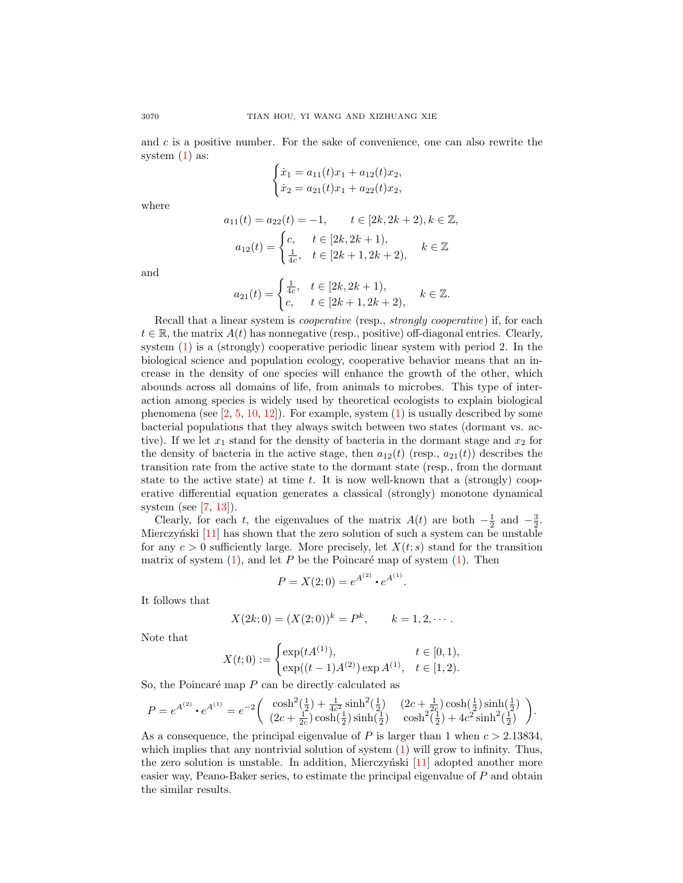and $c$ is a positive number. For the sake of convenience, one can also rewrite the system (1) as:

$$\begin{cases} \dot{x}_1 = a_{11}(t)x_1 + a_{12}(t)x_2, \\ \dot{x}_2 = a_{21}(t)x_1 + a_{22}(t)x_2, \end{cases}$$

where

$$a_{11}(t) = a_{22}(t) = -1, \qquad t \in [2k, 2k+2), k \in \mathbb{Z},$$

$$a_{12}(t) = \begin{cases} c, & t \in [2k, 2k+1), \\ \frac{1}{4c}, & t \in [2k+1, 2k+2), \end{cases} \qquad k \in \mathbb{Z}$$

and

$$a_{21}(t) = \begin{cases} \frac{1}{4c}, & t \in [2k, 2k+1), \\ c, & t \in [2k+1, 2k+2), \end{cases} \qquad k \in \mathbb{Z}.$$

Recall that a linear system is *cooperative* (resp., *strongly cooperative*) if, for each $t \in \mathbb{R}$, the matrix $A(t)$ has nonnegative (resp., positive) off-diagonal entries. Clearly, system (1) is a (strongly) cooperative periodic linear system with period 2. In the biological science and population ecology, cooperative behavior means that an increase in the density of one species will enhance the growth of the other, which abounds across all domains of life, from animals to microbes. This type of interaction among species is widely used by theoretical ecologists to explain biological phenomena (see [2, 5, 10, 12]). For example, system (1) is usually described by some bacterial populations that they always switch between two states (dormant vs. active). If we let $x_1$ stand for the density of bacteria in the dormant stage and $x_2$ for the density of bacteria in the active stage, then $a_{12}(t)$ (resp., $a_{21}(t)$) describes the transition rate from the active state to the dormant state (resp., from the dormant state to the active state) at time $t$. It is now well-known that a (strongly) cooperative differential equation generates a classical (strongly) monotone dynamical system (see [7, 13]).

Clearly, for each $t$, the eigenvalues of the matrix $A(t)$ are both $-\frac{1}{2}$ and $-\frac{3}{2}$. Mierczyński [11] has shown that the zero solution of such a system can be unstable for any $c > 0$ sufficiently large. More precisely, let $X(t; s)$ stand for the transition matrix of system (1), and let $P$ be the Poincaré map of system (1). Then

$$P = X(2; 0) = e^{A^{(2)}} \bullet e^{A^{(1)}}.$$

It follows that

$$X(2k; 0) = (X(2; 0))^k = P^k, \qquad k = 1, 2, \cdots.$$

Note that

$$X(t; 0) := \begin{cases} \exp(tA^{(1)}), & t \in [0, 1), \\ \exp((t-1)A^{(2)}) \exp A^{(1)}, & t \in [1, 2). \end{cases}$$

So, the Poincaré map $P$ can be directly calculated as

$$P = e^{A^{(2)}} \bullet e^{A^{(1)}} = e^{-2} \begin{pmatrix} \cosh^2(\frac{1}{2}) + \frac{1}{4c^2}\sinh^2(\frac{1}{2}) & (2c + \frac{1}{2c})\cosh(\frac{1}{2})\sinh(\frac{1}{2}) \\ (2c + \frac{1}{2c})\cosh(\frac{1}{2})\sinh(\frac{1}{2}) & \cosh^2(\frac{1}{2}) + 4c^2\sinh^2(\frac{1}{2}) \end{pmatrix}.$$

As a consequence, the principal eigenvalue of $P$ is larger than 1 when $c > 2.13834$, which implies that any nontrivial solution of system (1) will grow to infinity. Thus, the zero solution is unstable. In addition, Mierczyński [11] adopted another more easier way, Peano-Baker series, to estimate the principal eigenvalue of $P$ and obtain the similar results.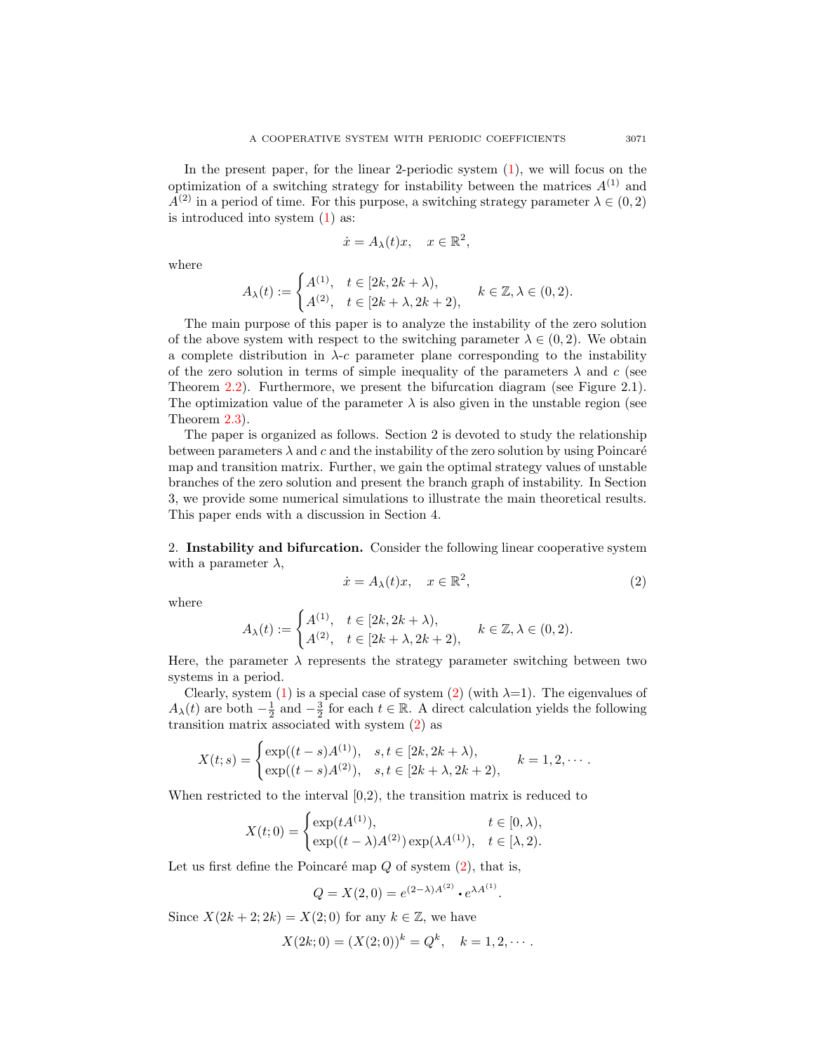In the present paper, for the linear 2-periodic system (1), we will focus on the optimization of a switching strategy for instability between the matrices $A^{(1)}$ and $A^{(2)}$ in a period of time. For this purpose, a switching strategy parameter $\lambda \in (0, 2)$ is introduced into system (1) as:

$$\dot{x} = A_\lambda(t)x, \quad x \in \mathbb{R}^2,$$

where

$$A_\lambda(t) := \begin{cases} A^{(1)}, & t \in [2k, 2k + \lambda), \\ A^{(2)}, & t \in [2k + \lambda, 2k + 2), \end{cases} \quad k \in \mathbb{Z}, \lambda \in (0, 2).$$

The main purpose of this paper is to analyze the instability of the zero solution of the above system with respect to the switching parameter $\lambda \in (0, 2)$. We obtain a complete distribution in $\lambda$-$c$ parameter plane corresponding to the instability of the zero solution in terms of simple inequality of the parameters $\lambda$ and $c$ (see Theorem 2.2). Furthermore, we present the bifurcation diagram (see Figure 2.1). The optimization value of the parameter $\lambda$ is also given in the unstable region (see Theorem 2.3).

The paper is organized as follows. Section 2 is devoted to study the relationship between parameters $\lambda$ and $c$ and the instability of the zero solution by using Poincaré map and transition matrix. Further, we gain the optimal strategy values of unstable branches of the zero solution and present the branch graph of instability. In Section 3, we provide some numerical simulations to illustrate the main theoretical results. This paper ends with a discussion in Section 4.

## 2. Instability and bifurcation.

Consider the following linear cooperative system with a parameter $\lambda$,

$$\dot{x} = A_\lambda(t)x, \quad x \in \mathbb{R}^2, \tag{2}$$

where

$$A_\lambda(t) := \begin{cases} A^{(1)}, & t \in [2k, 2k + \lambda), \\ A^{(2)}, & t \in [2k + \lambda, 2k + 2), \end{cases} \quad k \in \mathbb{Z}, \lambda \in (0, 2).$$

Here, the parameter $\lambda$ represents the strategy parameter switching between two systems in a period.

Clearly, system (1) is a special case of system (2) (with $\lambda$=1). The eigenvalues of $A_\lambda(t)$ are both $-\frac{1}{2}$ and $-\frac{3}{2}$ for each $t \in \mathbb{R}$. A direct calculation yields the following transition matrix associated with system (2) as

$$X(t; s) = \begin{cases} \exp((t - s)A^{(1)}), & s, t \in [2k, 2k + \lambda), \\ \exp((t - s)A^{(2)}), & s, t \in [2k + \lambda, 2k + 2), \end{cases} \quad k = 1, 2, \cdots.$$

When restricted to the interval [0,2), the transition matrix is reduced to

$$X(t; 0) = \begin{cases} \exp(tA^{(1)}), & t \in [0, \lambda), \\ \exp((t - \lambda)A^{(2)}) \exp(\lambda A^{(1)}), & t \in [\lambda, 2). \end{cases}$$

Let us first define the Poincaré map $Q$ of system (2), that is,

$$Q = X(2, 0) = e^{(2-\lambda)A^{(2)}} \cdot e^{\lambda A^{(1)}}.$$

Since $X(2k + 2; 2k) = X(2; 0)$ for any $k \in \mathbb{Z}$, we have

$$X(2k; 0) = (X(2; 0))^k = Q^k, \quad k = 1, 2, \cdots.$$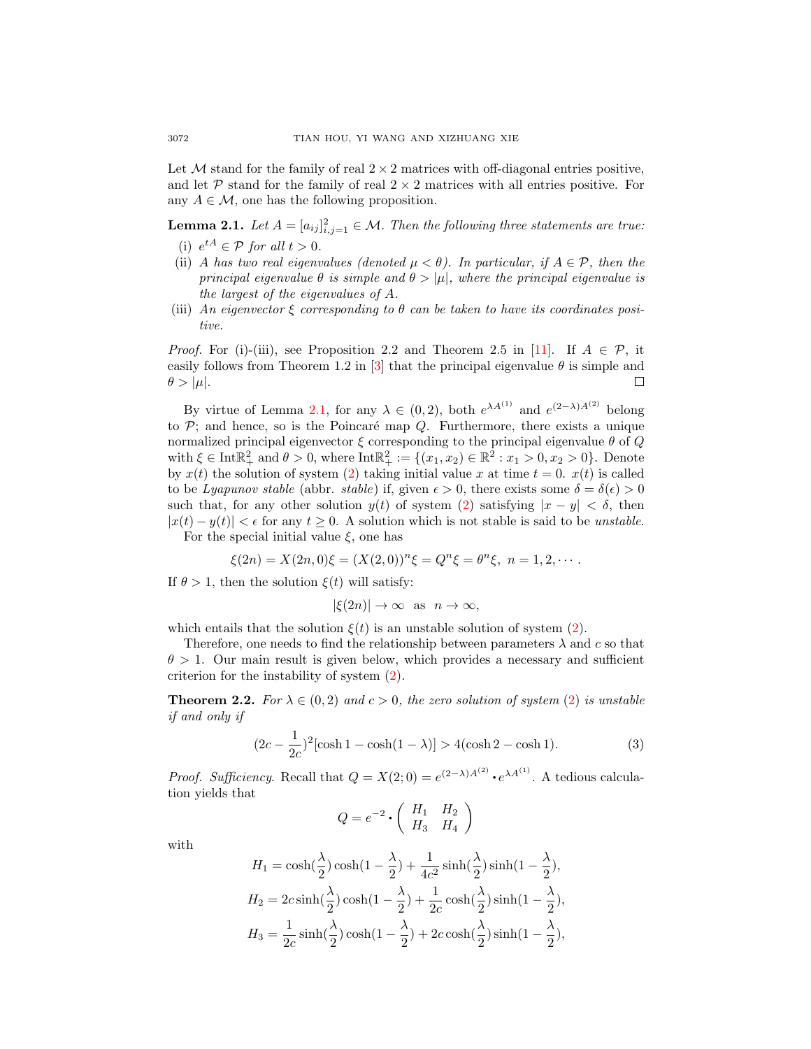Let $\mathcal{M}$ stand for the family of real $2 \times 2$ matrices with off-diagonal entries positive, and let $\mathcal{P}$ stand for the family of real $2 \times 2$ matrices with all entries positive. For any $A \in \mathcal{M}$, one has the following proposition.

**Lemma 2.1.** *Let $A = [a_{ij}]_{i,j=1}^2 \in \mathcal{M}$. Then the following three statements are true:*

- (i) *$e^{tA} \in \mathcal{P}$ for all $t > 0$.*
- (ii) *$A$ has two real eigenvalues (denoted $\mu < \theta$). In particular, if $A \in \mathcal{P}$, then the principal eigenvalue $\theta$ is simple and $\theta > |\mu|$, where the principal eigenvalue is the largest of the eigenvalues of $A$.*
- (iii) *An eigenvector $\xi$ corresponding to $\theta$ can be taken to have its coordinates positive.*

*Proof.* For (i)-(iii), see Proposition 2.2 and Theorem 2.5 in [11]. If $A \in \mathcal{P}$, it easily follows from Theorem 1.2 in [3] that the principal eigenvalue $\theta$ is simple and $\theta > |\mu|$. ◻

By virtue of Lemma 2.1, for any $\lambda \in (0, 2)$, both $e^{\lambda A^{(1)}}$ and $e^{(2-\lambda)A^{(2)}}$ belong to $\mathcal{P}$; and hence, so is the Poincaré map $Q$. Furthermore, there exists a unique normalized principal eigenvector $\xi$ corresponding to the principal eigenvalue $\theta$ of $Q$ with $\xi \in \mathrm{Int}\mathbb{R}^2_+$ and $\theta > 0$, where $\mathrm{Int}\mathbb{R}^2_+ := \{(x_1, x_2) \in \mathbb{R}^2 : x_1 > 0, x_2 > 0\}$. Denote by $x(t)$ the solution of system (2) taking initial value $x$ at time $t = 0$. $x(t)$ is called to be *Lyapunov stable* (abbr. *stable*) if, given $\epsilon > 0$, there exists some $\delta = \delta(\epsilon) > 0$ such that, for any other solution $y(t)$ of system (2) satisfying $|x - y| < \delta$, then $|x(t) - y(t)| < \epsilon$ for any $t \geq 0$. A solution which is not stable is said to be *unstable*.

For the special initial value $\xi$, one has

$$\xi(2n) = X(2n, 0)\xi = (X(2, 0))^n \xi = Q^n \xi = \theta^n \xi, \ n = 1, 2, \cdots.$$

If $\theta > 1$, then the solution $\xi(t)$ will satisfy:

$$|\xi(2n)| \to \infty \ \text{ as } \ n \to \infty,$$

which entails that the solution $\xi(t)$ is an unstable solution of system (2).

Therefore, one needs to find the relationship between parameters $\lambda$ and $c$ so that $\theta > 1$. Our main result is given below, which provides a necessary and sufficient criterion for the instability of system (2).

**Theorem 2.2.** *For $\lambda \in (0, 2)$ and $c > 0$, the zero solution of system (2) is unstable if and only if*

$$(2c - \frac{1}{2c})^2[\cosh 1 - \cosh(1 - \lambda)] > 4(\cosh 2 - \cosh 1). \tag{3}$$

*Proof. Sufficiency.* Recall that $Q = X(2; 0) = e^{(2-\lambda)A^{(2)}} \bullet e^{\lambda A^{(1)}}$. A tedious calculation yields that

$$Q = e^{-2} \bullet \begin{pmatrix} H_1 & H_2 \\ H_3 & H_4 \end{pmatrix}$$

with

$$H_1 = \cosh(\frac{\lambda}{2})\cosh(1 - \frac{\lambda}{2}) + \frac{1}{4c^2}\sinh(\frac{\lambda}{2})\sinh(1 - \frac{\lambda}{2}),$$

$$H_2 = 2c\sinh(\frac{\lambda}{2})\cosh(1 - \frac{\lambda}{2}) + \frac{1}{2c}\cosh(\frac{\lambda}{2})\sinh(1 - \frac{\lambda}{2}),$$

$$H_3 = \frac{1}{2c}\sinh(\frac{\lambda}{2})\cosh(1 - \frac{\lambda}{2}) + 2c\cosh(\frac{\lambda}{2})\sinh(1 - \frac{\lambda}{2}),$$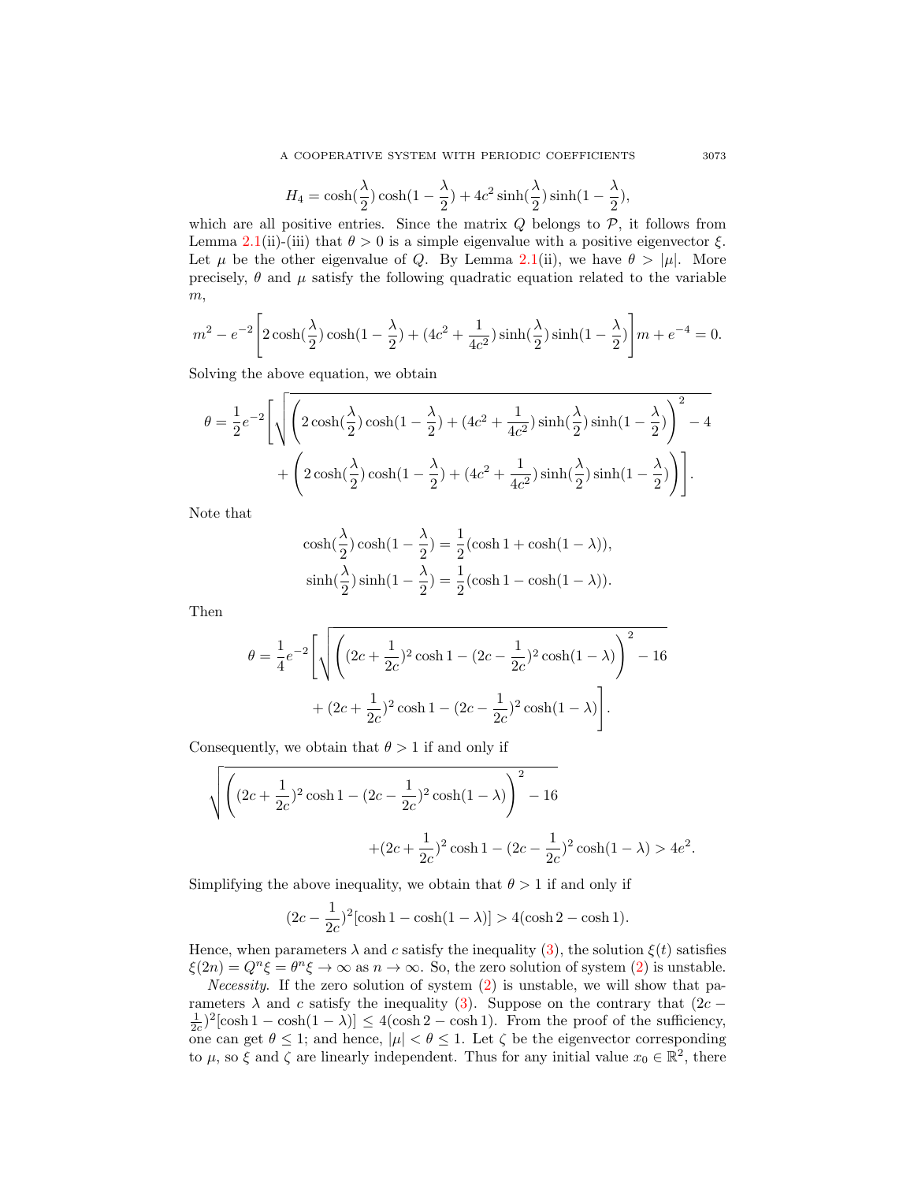$$H_4 = \cosh(\frac{\lambda}{2})\cosh(1-\frac{\lambda}{2}) + 4c^2\sinh(\frac{\lambda}{2})\sinh(1-\frac{\lambda}{2}),$$

which are all positive entries. Since the matrix $Q$ belongs to $\mathcal{P}$, it follows from Lemma 2.1(ii)-(iii) that $\theta > 0$ is a simple eigenvalue with a positive eigenvector $\xi$. Let $\mu$ be the other eigenvalue of $Q$. By Lemma 2.1(ii), we have $\theta > |\mu|$. More precisely, $\theta$ and $\mu$ satisfy the following quadratic equation related to the variable $m$,

$$m^2 - e^{-2}\left[2\cosh(\frac{\lambda}{2})\cosh(1-\frac{\lambda}{2}) + (4c^2+\frac{1}{4c^2})\sinh(\frac{\lambda}{2})\sinh(1-\frac{\lambda}{2})\right]m + e^{-4} = 0.$$

Solving the above equation, we obtain

$$\theta = \frac{1}{2}e^{-2}\left[\sqrt{\left(2\cosh(\frac{\lambda}{2})\cosh(1-\frac{\lambda}{2}) + (4c^2+\frac{1}{4c^2})\sinh(\frac{\lambda}{2})\sinh(1-\frac{\lambda}{2})\right)^2 - 4} + \left(2\cosh(\frac{\lambda}{2})\cosh(1-\frac{\lambda}{2}) + (4c^2+\frac{1}{4c^2})\sinh(\frac{\lambda}{2})\sinh(1-\frac{\lambda}{2})\right)\right].$$

Note that

$$\cosh(\frac{\lambda}{2})\cosh(1-\frac{\lambda}{2}) = \frac{1}{2}(\cosh 1 + \cosh(1-\lambda)),$$
$$\sinh(\frac{\lambda}{2})\sinh(1-\frac{\lambda}{2}) = \frac{1}{2}(\cosh 1 - \cosh(1-\lambda)).$$

Then

$$\theta = \frac{1}{4}e^{-2}\left[\sqrt{\left((2c+\frac{1}{2c})^2\cosh 1 - (2c-\frac{1}{2c})^2\cosh(1-\lambda)\right)^2 - 16} + (2c+\frac{1}{2c})^2\cosh 1 - (2c-\frac{1}{2c})^2\cosh(1-\lambda)\right].$$

Consequently, we obtain that $\theta > 1$ if and only if

$$\sqrt{\left((2c+\frac{1}{2c})^2\cosh 1 - (2c-\frac{1}{2c})^2\cosh(1-\lambda)\right)^2 - 16} + (2c+\frac{1}{2c})^2\cosh 1 - (2c-\frac{1}{2c})^2\cosh(1-\lambda) > 4e^2.$$

Simplifying the above inequality, we obtain that $\theta > 1$ if and only if

$$(2c-\frac{1}{2c})^2[\cosh 1 - \cosh(1-\lambda)] > 4(\cosh 2 - \cosh 1).$$

Hence, when parameters $\lambda$ and $c$ satisfy the inequality (3), the solution $\xi(t)$ satisfies $\xi(2n) = Q^n\xi = \theta^n\xi \to \infty$ as $n \to \infty$. So, the zero solution of system (2) is unstable.

*Necessity*. If the zero solution of system (2) is unstable, we will show that parameters $\lambda$ and $c$ satisfy the inequality (3). Suppose on the contrary that $(2c-\frac{1}{2c})^2[\cosh 1 - \cosh(1-\lambda)] \le 4(\cosh 2 - \cosh 1)$. From the proof of the sufficiency, one can get $\theta \le 1$; and hence, $|\mu| < \theta \le 1$. Let $\zeta$ be the eigenvector corresponding to $\mu$, so $\xi$ and $\zeta$ are linearly independent. Thus for any initial value $x_0 \in \mathbb{R}^2$, there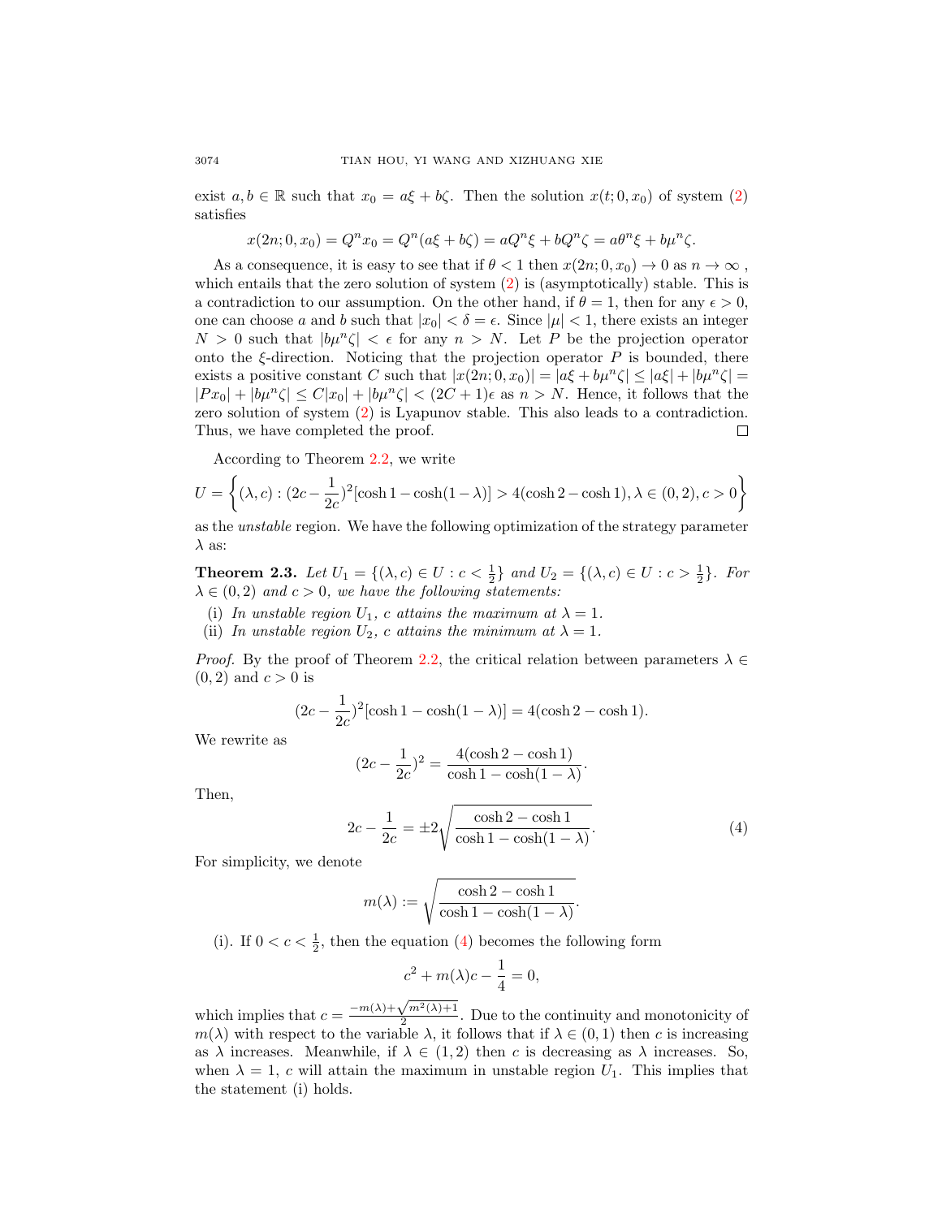exist $a, b \in \mathbb{R}$ such that $x_0 = a\xi + b\zeta$. Then the solution $x(t; 0, x_0)$ of system (2) satisfies

$$x(2n; 0, x_0) = Q^n x_0 = Q^n(a\xi + b\zeta) = aQ^n\xi + bQ^n\zeta = a\theta^n\xi + b\mu^n\zeta.$$

As a consequence, it is easy to see that if $\theta < 1$ then $x(2n; 0, x_0) \to 0$ as $n \to \infty$, which entails that the zero solution of system (2) is (asymptotically) stable. This is a contradiction to our assumption. On the other hand, if $\theta = 1$, then for any $\epsilon > 0$, one can choose $a$ and $b$ such that $|x_0| < \delta = \epsilon$. Since $|\mu| < 1$, there exists an integer $N > 0$ such that $|b\mu^n\zeta| < \epsilon$ for any $n > N$. Let $P$ be the projection operator onto the $\xi$-direction. Noticing that the projection operator $P$ is bounded, there exists a positive constant $C$ such that $|x(2n; 0, x_0)| = |a\xi + b\mu^n\zeta| \leq |a\xi| + |b\mu^n\zeta| = |Px_0| + |b\mu^n\zeta| \leq C|x_0| + |b\mu^n\zeta| < (2C + 1)\epsilon$ as $n > N$. Hence, it follows that the zero solution of system (2) is Lyapunov stable. This also leads to a contradiction. Thus, we have completed the proof. □

According to Theorem 2.2, we write

$$U = \left\{(\lambda, c) : (2c - \frac{1}{2c})^2[\cosh 1 - \cosh(1 - \lambda)] > 4(\cosh 2 - \cosh 1), \lambda \in (0, 2), c > 0\right\}$$

as the *unstable* region. We have the following optimization of the strategy parameter $\lambda$ as:

**Theorem 2.3.** *Let $U_1 = \{(\lambda, c) \in U : c < \frac{1}{2}\}$ and $U_2 = \{(\lambda, c) \in U : c > \frac{1}{2}\}$. For $\lambda \in (0, 2)$ and $c > 0$, we have the following statements:*

- (i) *In unstable region $U_1$, $c$ attains the maximum at $\lambda = 1$.*
- (ii) *In unstable region $U_2$, $c$ attains the minimum at $\lambda = 1$.*

*Proof.* By the proof of Theorem 2.2, the critical relation between parameters $\lambda \in (0, 2)$ and $c > 0$ is

$$(2c - \frac{1}{2c})^2[\cosh 1 - \cosh(1 - \lambda)] = 4(\cosh 2 - \cosh 1).$$

We rewrite as

$$(2c - \frac{1}{2c})^2 = \frac{4(\cosh 2 - \cosh 1)}{\cosh 1 - \cosh(1 - \lambda)}.$$

Then,

$$2c - \frac{1}{2c} = \pm 2\sqrt{\frac{\cosh 2 - \cosh 1}{\cosh 1 - \cosh(1 - \lambda)}}. \tag{4}$$

For simplicity, we denote

$$m(\lambda) := \sqrt{\frac{\cosh 2 - \cosh 1}{\cosh 1 - \cosh(1 - \lambda)}}.$$

(i). If $0 < c < \frac{1}{2}$, then the equation (4) becomes the following form

$$c^2 + m(\lambda)c - \frac{1}{4} = 0,$$

which implies that $c = \frac{-m(\lambda) + \sqrt{m^2(\lambda) + 1}}{2}$. Due to the continuity and monotonicity of $m(\lambda)$ with respect to the variable $\lambda$, it follows that if $\lambda \in (0, 1)$ then $c$ is increasing as $\lambda$ increases. Meanwhile, if $\lambda \in (1, 2)$ then $c$ is decreasing as $\lambda$ increases. So, when $\lambda = 1$, $c$ will attain the maximum in unstable region $U_1$. This implies that the statement (i) holds.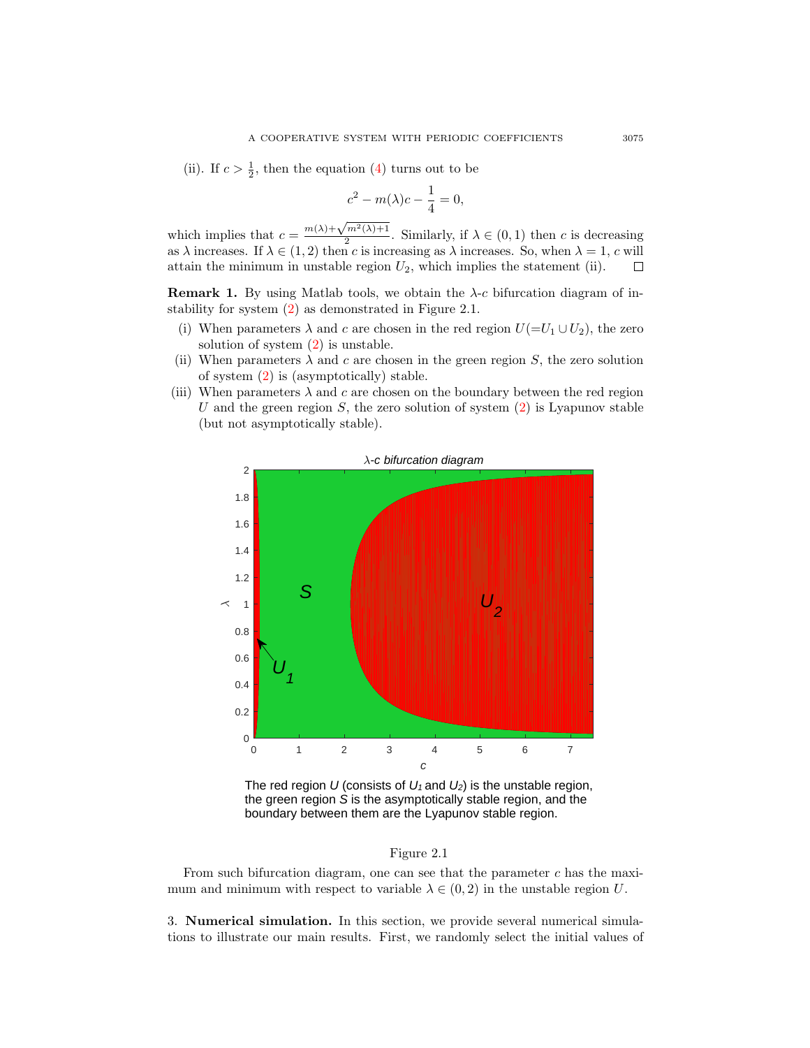(ii). If $c > \frac{1}{2}$, then the equation (4) turns out to be

$$c^2 - m(\lambda)c - \frac{1}{4} = 0,$$

which implies that $c = \frac{m(\lambda)+\sqrt{m^2(\lambda)+1}}{2}$. Similarly, if $\lambda \in (0,1)$ then $c$ is decreasing as $\lambda$ increases. If $\lambda \in (1,2)$ then $c$ is increasing as $\lambda$ increases. So, when $\lambda = 1$, $c$ will attain the minimum in unstable region $U_2$, which implies the statement (ii). □

**Remark 1.** By using Matlab tools, we obtain the $\lambda$-$c$ bifurcation diagram of instability for system (2) as demonstrated in Figure 2.1.

(i) When parameters $\lambda$ and $c$ are chosen in the red region $U (=U_1 \cup U_2)$, the zero solution of system (2) is unstable.

(ii) When parameters $\lambda$ and $c$ are chosen in the green region $S$, the zero solution of system (2) is (asymptotically) stable.

(iii) When parameters $\lambda$ and $c$ are chosen on the boundary between the red region $U$ and the green region $S$, the zero solution of system (2) is Lyapunov stable (but not asymptotically stable).

The red region $U$ (consists of $U_1$ and $U_2$) is the unstable region, the green region $S$ is the asymptotically stable region, and the boundary between them are the Lyapunov stable region.

Figure 2.1

From such bifurcation diagram, one can see that the parameter $c$ has the maximum and minimum with respect to variable $\lambda \in (0,2)$ in the unstable region $U$.

## 3. Numerical simulation.

In this section, we provide several numerical simulations to illustrate our main results. First, we randomly select the initial values of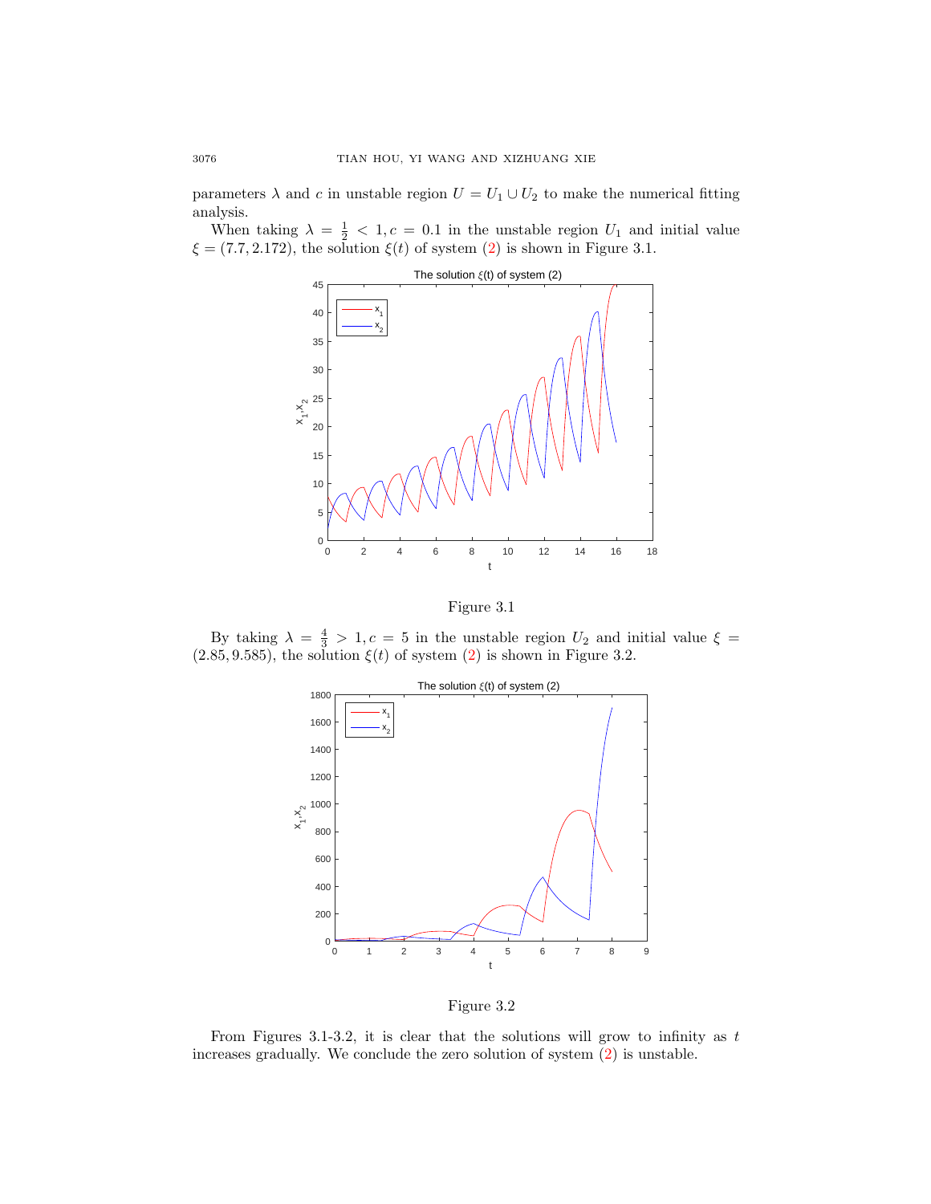parameters $\lambda$ and $c$ in unstable region $U = U_1 \cup U_2$ to make the numerical fitting analysis.

When taking $\lambda = \frac{1}{2} < 1, c = 0.1$ in the unstable region $U_1$ and initial value $\xi = (7.7, 2.172)$, the solution $\xi(t)$ of system (2) is shown in Figure 3.1.

Figure 3.1

By taking $\lambda = \frac{4}{3} > 1, c = 5$ in the unstable region $U_2$ and initial value $\xi = (2.85, 9.585)$, the solution $\xi(t)$ of system (2) is shown in Figure 3.2.

Figure 3.2

From Figures 3.1-3.2, it is clear that the solutions will grow to infinity as $t$ increases gradually. We conclude the zero solution of system (2) is unstable.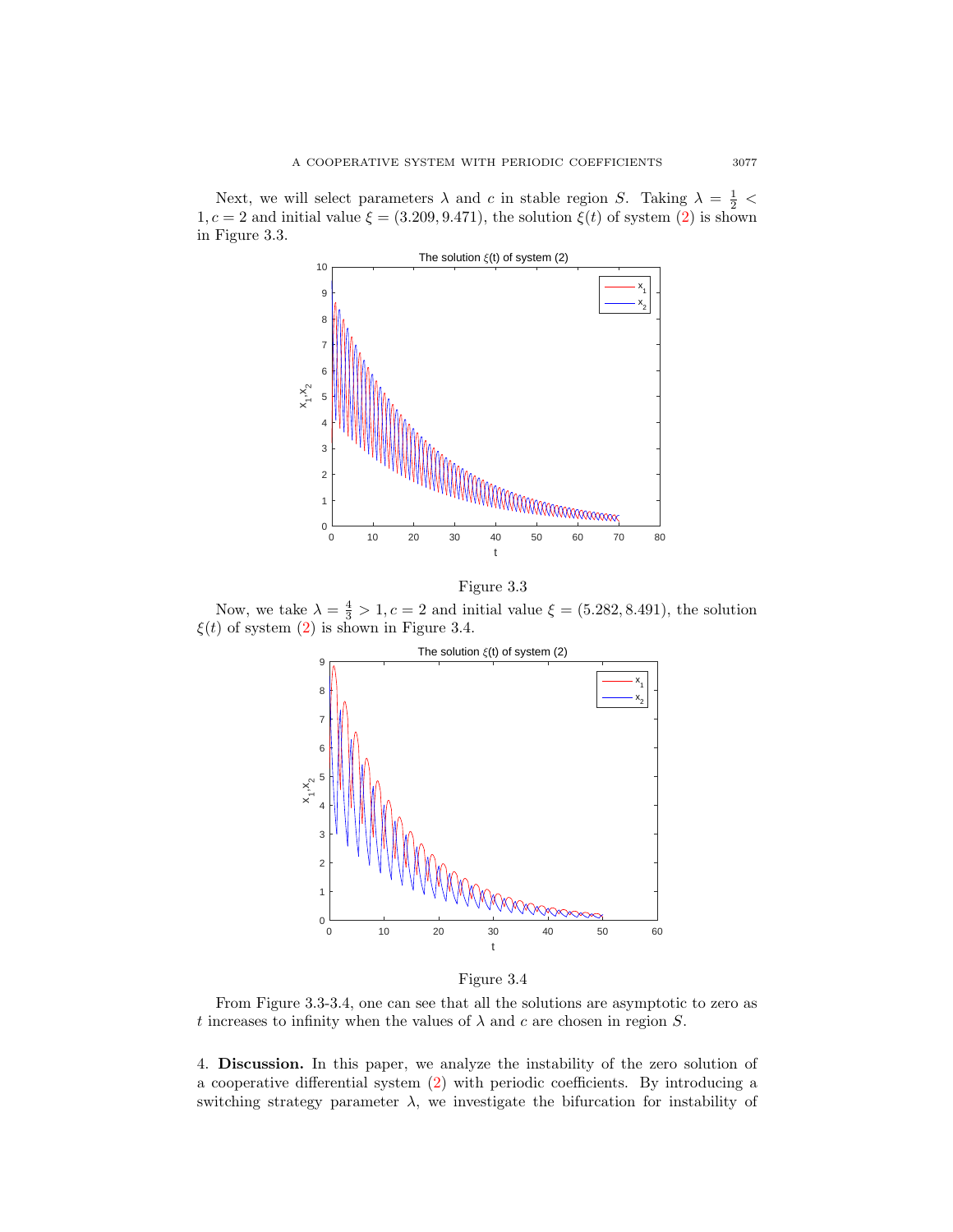Next, we will select parameters $\lambda$ and $c$ in stable region $S$. Taking $\lambda = \frac{1}{2} < 1, c = 2$ and initial value $\xi = (3.209, 9.471)$, the solution $\xi(t)$ of system (2) is shown in Figure 3.3.

Figure 3.3

Now, we take $\lambda = \frac{4}{3} > 1, c = 2$ and initial value $\xi = (5.282, 8.491)$, the solution $\xi(t)$ of system (2) is shown in Figure 3.4.

Figure 3.4

From Figure 3.3-3.4, one can see that all the solutions are asymptotic to zero as $t$ increases to infinity when the values of $\lambda$ and $c$ are chosen in region $S$.

4. **Discussion.** In this paper, we analyze the instability of the zero solution of a cooperative differential system (2) with periodic coefficients. By introducing a switching strategy parameter $\lambda$, we investigate the bifurcation for instability of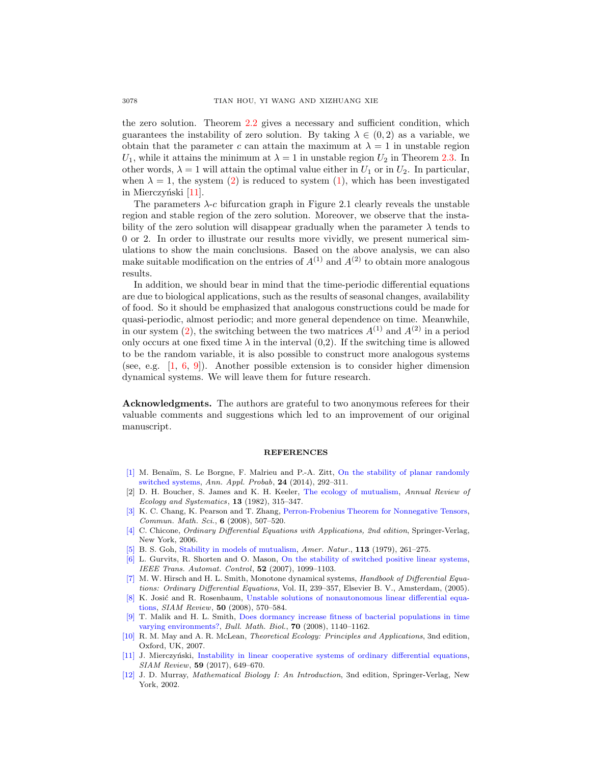the zero solution. Theorem 2.2 gives a necessary and sufficient condition, which guarantees the instability of zero solution. By taking $\lambda \in (0, 2)$ as a variable, we obtain that the parameter $c$ can attain the maximum at $\lambda = 1$ in unstable region $U_1$, while it attains the minimum at $\lambda = 1$ in unstable region $U_2$ in Theorem 2.3. In other words, $\lambda = 1$ will attain the optimal value either in $U_1$ or in $U_2$. In particular, when $\lambda = 1$, the system (2) is reduced to system (1), which has been investigated in Mierczyński [11].

The parameters $\lambda$-$c$ bifurcation graph in Figure 2.1 clearly reveals the unstable region and stable region of the zero solution. Moreover, we observe that the instability of the zero solution will disappear gradually when the parameter $\lambda$ tends to 0 or 2. In order to illustrate our results more vividly, we present numerical simulations to show the main conclusions. Based on the above analysis, we can also make suitable modification on the entries of $A^{(1)}$ and $A^{(2)}$ to obtain more analogous results.

In addition, we should bear in mind that the time-periodic differential equations are due to biological applications, such as the results of seasonal changes, availability of food. So it should be emphasized that analogous constructions could be made for quasi-periodic, almost periodic; and more general dependence on time. Meanwhile, in our system (2), the switching between the two matrices $A^{(1)}$ and $A^{(2)}$ in a period only occurs at one fixed time $\lambda$ in the interval (0,2). If the switching time is allowed to be the random variable, it is also possible to construct more analogous systems (see, e.g. [1, 6, 9]). Another possible extension is to consider higher dimension dynamical systems. We will leave them for future research.

**Acknowledgments.** The authors are grateful to two anonymous referees for their valuable comments and suggestions which led to an improvement of our original manuscript.

## REFERENCES

[1] M. Benaïm, S. Le Borgne, F. Malrieu and P.-A. Zitt, On the stability of planar randomly switched systems, *Ann. Appl. Probab*, **24** (2014), 292–311.

[2] D. H. Boucher, S. James and K. H. Keeler, The ecology of mutualism, *Annual Review of Ecology and Systematics*, **13** (1982), 315–347.

[3] K. C. Chang, K. Pearson and T. Zhang, Perron-Frobenius Theorem for Nonnegative Tensors, *Commun. Math. Sci.*, **6** (2008), 507–520.

[4] C. Chicone, *Ordinary Differential Equations with Applications, 2nd edition*, Springer-Verlag, New York, 2006.

[5] B. S. Goh, Stability in models of mutualism, *Amer. Natur.*, **113** (1979), 261–275.

[6] L. Gurvits, R. Shorten and O. Mason, On the stability of switched positive linear systems, *IEEE Trans. Automat. Control*, **52** (2007), 1099–1103.

[7] M. W. Hirsch and H. L. Smith, Monotone dynamical systems, *Handbook of Differential Equations: Ordinary Differential Equations*, Vol. II, 239–357, Elsevier B. V., Amsterdam, (2005).

[8] K. Josić and R. Rosenbaum, Unstable solutions of nonautonomous linear differential equations, *SIAM Review*, **50** (2008), 570–584.

[9] T. Malik and H. L. Smith, Does dormancy increase fitness of bacterial populations in time varying environments?, *Bull. Math. Biol.*, **70** (2008), 1140–1162.

[10] R. M. May and A. R. McLean, *Theoretical Ecology: Principles and Applications*, 3nd edition, Oxford, UK, 2007.

[11] J. Mierczyński, Instability in linear cooperative systems of ordinary differential equations, *SIAM Review*, **59** (2017), 649–670.

[12] J. D. Murray, *Mathematical Biology I: An Introduction*, 3nd edition, Springer-Verlag, New York, 2002.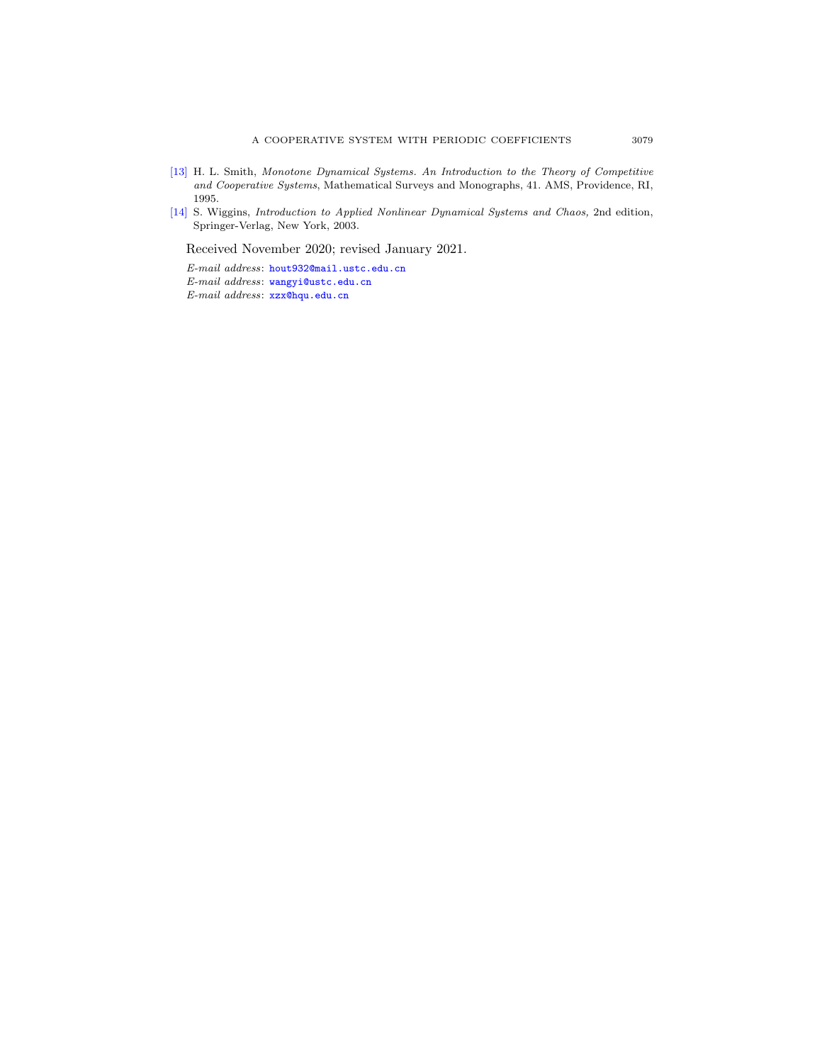[13] H. L. Smith, *Monotone Dynamical Systems. An Introduction to the Theory of Competitive and Cooperative Systems*, Mathematical Surveys and Monographs, 41. AMS, Providence, RI, 1995.

[14] S. Wiggins, *Introduction to Applied Nonlinear Dynamical Systems and Chaos,* 2nd edition, Springer-Verlag, New York, 2003.

Received November 2020; revised January 2021.

*E-mail address*: hout932@mail.ustc.edu.cn
*E-mail address*: wangyi@ustc.edu.cn
*E-mail address*: xzx@hqu.edu.cn